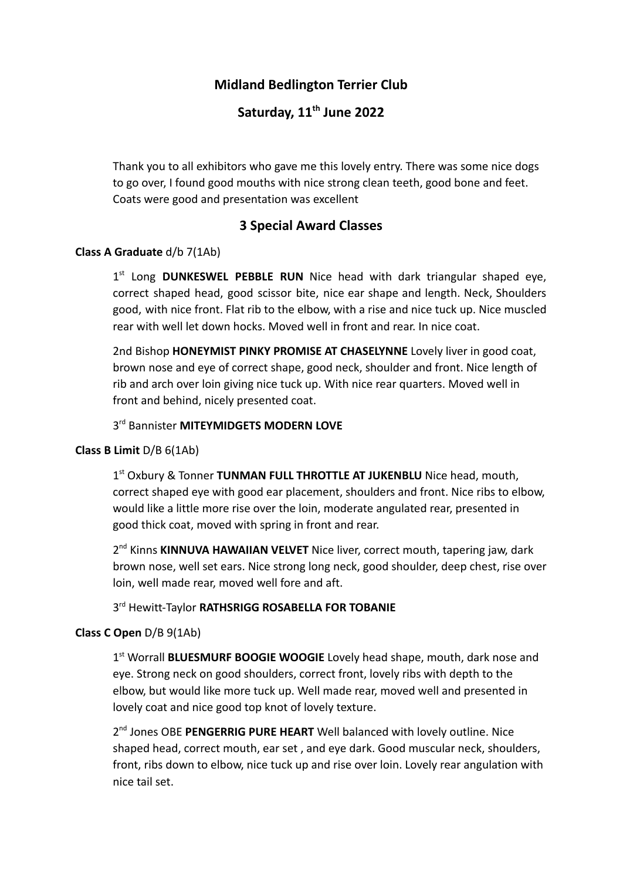# Midland Bedlington Terrier Club

## Saturday, 11th June 2022

Thank you to all exhibitors who gave me this lovely entry. There was some nice dogs to go over, I found good mouths with nice strong clean teeth, good bone and feet. Coats were good and presentation was excellent

## 3 Special Award Classes

**Class A Graduate** d/b 7(1Ab)

1st Long **DUNKESWEL PEBBLE RUN** Nice head with dark triangular shaped eye, correct shaped head, good scissor bite, nice ear shape and length. Neck, Shoulders good, with nice front. Flat rib to the elbow, with a rise and nice tuck up. Nice muscled rear with well let down hocks. Moved well in front and rear. In nice coat.

2nd Bishop **HONEYMIST PINKY PROMISE AT CHASELYNNE** Lovely liver in good coat, brown nose and eye of correct shape, good neck, shoulder and front. Nice length of rib and arch over loin giving nice tuck up. With nice rear quarters. Moved well in front and behind, nicely presented coat.

3rd Bannister **MITEYMIDGETS MODERN LOVE**

**Class B Limit** D/B 6(1Ab)

1st Oxbury & Tonner **TUNMAN FULL THROTTLE AT JUKENBLU** Nice head, mouth, correct shaped eye with good ear placement, shoulders and front. Nice ribs to elbow, would like a little more rise over the loin, moderate angulated rear, presented in good thick coat, moved with spring in front and rear.

2nd Kinns **KINNUVA HAWAIIAN VELVET** Nice liver, correct mouth, tapering jaw, dark brown nose, well set ears. Nice strong long neck, good shoulder, deep chest, rise over loin, well made rear, moved well fore and aft.

3rd Hewitt-Taylor **RATHSRIGG ROSABELLA FOR TOBANIE**

**Class C Open** D/B 9(1Ab)

1st Worrall **BLUESMURF BOOGIE WOOGIE** Lovely head shape, mouth, dark nose and eye. Strong neck on good shoulders, correct front, lovely ribs with depth to the elbow, but would like more tuck up. Well made rear, moved well and presented in lovely coat and nice good top knot of lovely texture.

2nd Jones OBE **PENGERRIG PURE HEART** Well balanced with lovely outline. Nice shaped head, correct mouth, ear set , and eye dark. Good muscular neck, shoulders, front, ribs down to elbow, nice tuck up and rise over loin. Lovely rear angulation with nice tail set.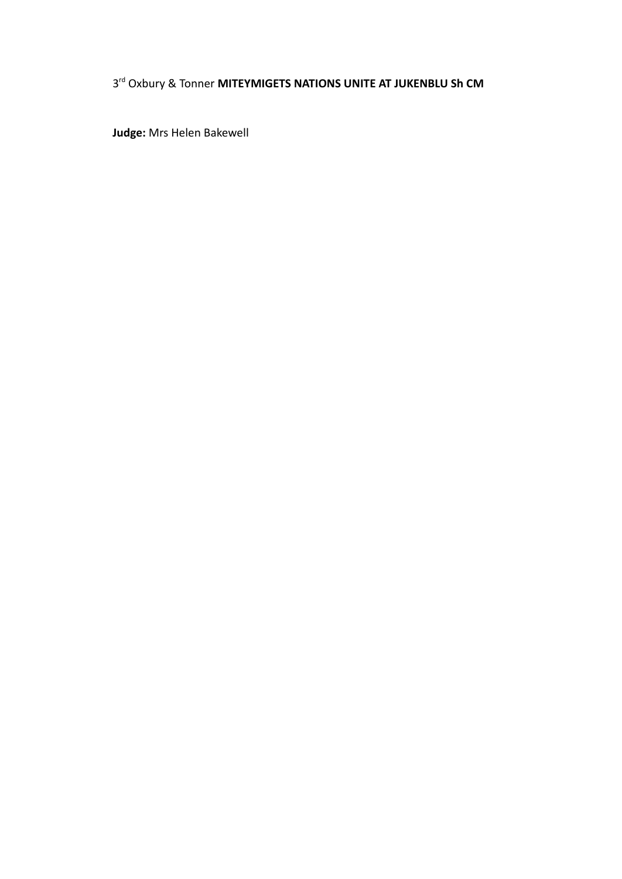3rd Oxbury & Tonner **MITEYMIGETS NATIONS UNITE AT JUKENBLU Sh CM**

**Judge:** Mrs Helen Bakewell